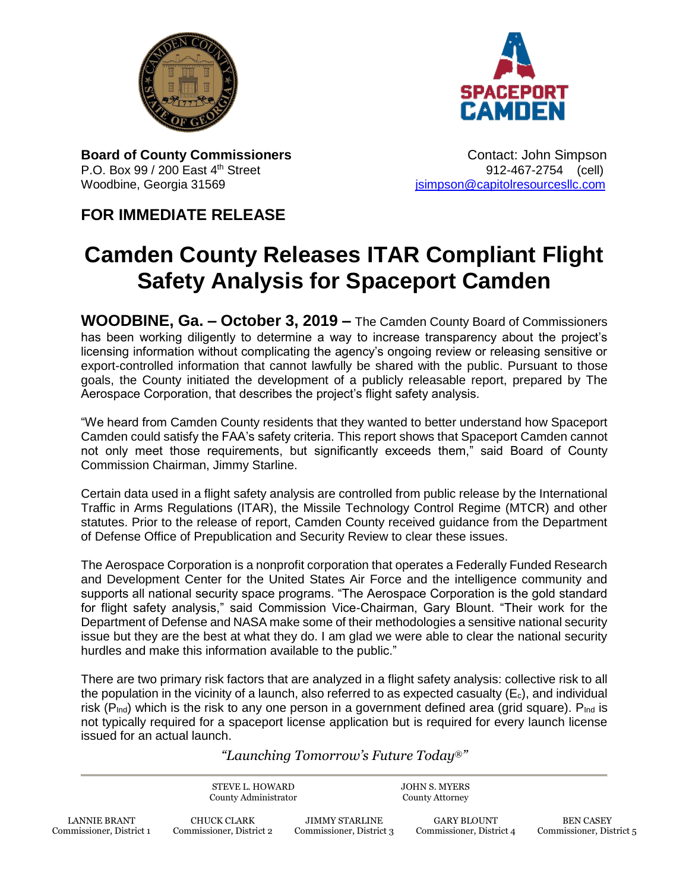**Board of County Commissioners**
P.O. Box 99 / 200 East 4th Street
Woodbine, Georgia 31569

Contact: John Simpson
912-467-2754 (cell)
jsimpson@capitolresourcesllc.com

**FOR IMMEDIATE RELEASE**

# Camden County Releases ITAR Compliant Flight Safety Analysis for Spaceport Camden

**WOODBINE, Ga. – October 3, 2019 –** The Camden County Board of Commissioners has been working diligently to determine a way to increase transparency about the project's licensing information without complicating the agency's ongoing review or releasing sensitive or export-controlled information that cannot lawfully be shared with the public. Pursuant to those goals, the County initiated the development of a publicly releasable report, prepared by The Aerospace Corporation, that describes the project's flight safety analysis.

"We heard from Camden County residents that they wanted to better understand how Spaceport Camden could satisfy the FAA's safety criteria. This report shows that Spaceport Camden cannot not only meet those requirements, but significantly exceeds them," said Board of County Commission Chairman, Jimmy Starline.

Certain data used in a flight safety analysis are controlled from public release by the International Traffic in Arms Regulations (ITAR), the Missile Technology Control Regime (MTCR) and other statutes. Prior to the release of report, Camden County received guidance from the Department of Defense Office of Prepublication and Security Review to clear these issues.

The Aerospace Corporation is a nonprofit corporation that operates a Federally Funded Research and Development Center for the United States Air Force and the intelligence community and supports all national security space programs. "The Aerospace Corporation is the gold standard for flight safety analysis," said Commission Vice-Chairman, Gary Blount. "Their work for the Department of Defense and NASA make some of their methodologies a sensitive national security issue but they are the best at what they do. I am glad we were able to clear the national security hurdles and make this information available to the public."

There are two primary risk factors that are analyzed in a flight safety analysis: collective risk to all the population in the vicinity of a launch, also referred to as expected casualty ($E_c$), and individual risk ($P_{Ind}$) which is the risk to any one person in a government defined area (grid square). $P_{Ind}$ is not typically required for a spaceport license application but is required for every launch license issued for an actual launch.

*"Launching Tomorrow's Future Today®"*

STEVE L. HOWARD, County Administrator
JOHN S. MYERS, County Attorney

LANNIE BRANT, Commissioner, District 1
CHUCK CLARK, Commissioner, District 2
JIMMY STARLINE, Commissioner, District 3
GARY BLOUNT, Commissioner, District 4
BEN CASEY, Commissioner, District 5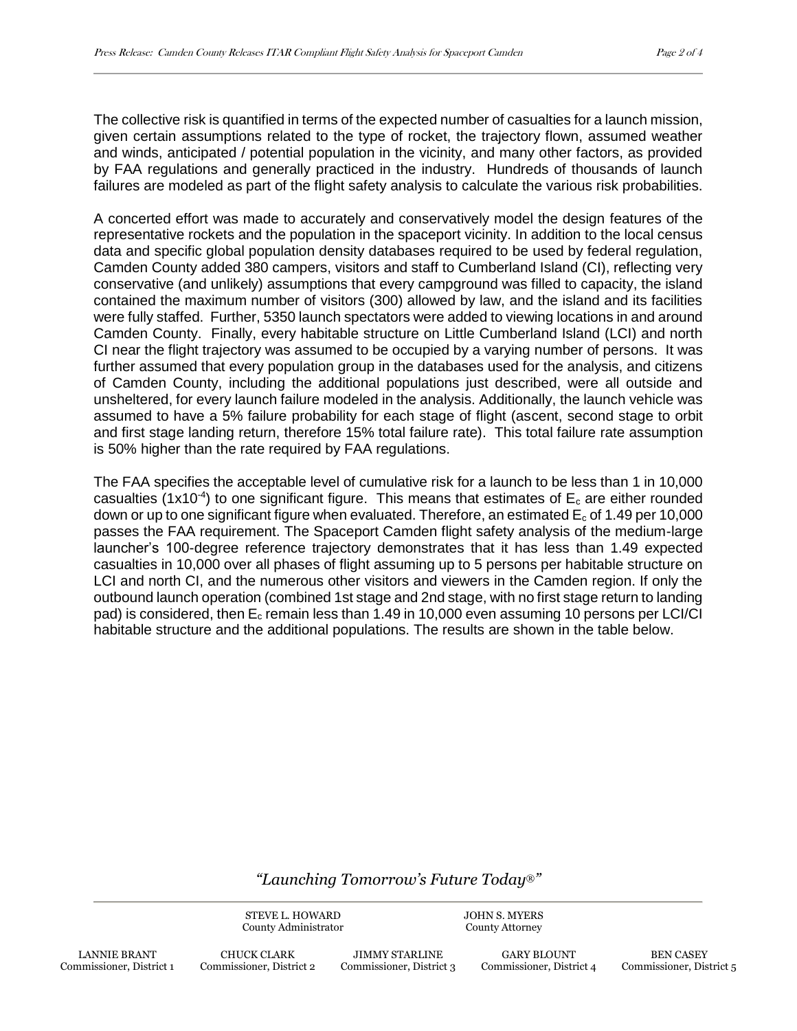The collective risk is quantified in terms of the expected number of casualties for a launch mission, given certain assumptions related to the type of rocket, the trajectory flown, assumed weather and winds, anticipated / potential population in the vicinity, and many other factors, as provided by FAA regulations and generally practiced in the industry. Hundreds of thousands of launch failures are modeled as part of the flight safety analysis to calculate the various risk probabilities.

A concerted effort was made to accurately and conservatively model the design features of the representative rockets and the population in the spaceport vicinity. In addition to the local census data and specific global population density databases required to be used by federal regulation, Camden County added 380 campers, visitors and staff to Cumberland Island (CI), reflecting very conservative (and unlikely) assumptions that every campground was filled to capacity, the island contained the maximum number of visitors (300) allowed by law, and the island and its facilities were fully staffed. Further, 5350 launch spectators were added to viewing locations in and around Camden County. Finally, every habitable structure on Little Cumberland Island (LCI) and north CI near the flight trajectory was assumed to be occupied by a varying number of persons. It was further assumed that every population group in the databases used for the analysis, and citizens of Camden County, including the additional populations just described, were all outside and unsheltered, for every launch failure modeled in the analysis. Additionally, the launch vehicle was assumed to have a 5% failure probability for each stage of flight (ascent, second stage to orbit and first stage landing return, therefore 15% total failure rate). This total failure rate assumption is 50% higher than the rate required by FAA regulations.

The FAA specifies the acceptable level of cumulative risk for a launch to be less than 1 in 10,000 casualties ($1 \times 10^{-4}$) to one significant figure. This means that estimates of $E_c$ are either rounded down or up to one significant figure when evaluated. Therefore, an estimated $E_c$ of 1.49 per 10,000 passes the FAA requirement. The Spaceport Camden flight safety analysis of the medium-large launcher's 100-degree reference trajectory demonstrates that it has less than 1.49 expected casualties in 10,000 over all phases of flight assuming up to 5 persons per habitable structure on LCI and north CI, and the numerous other visitors and viewers in the Camden region. If only the outbound launch operation (combined 1st stage and 2nd stage, with no first stage return to landing pad) is considered, then $E_c$ remain less than 1.49 in 10,000 even assuming 10 persons per LCI/CI habitable structure and the additional populations. The results are shown in the table below.

*"Launching Tomorrow's Future Today®"*

STEVE L. HOWARD
County Administrator

JOHN S. MYERS
County Attorney

LANNIE BRANT
Commissioner, District 1

CHUCK CLARK
Commissioner, District 2

JIMMY STARLINE
Commissioner, District 3

GARY BLOUNT
Commissioner, District 4

BEN CASEY
Commissioner, District 5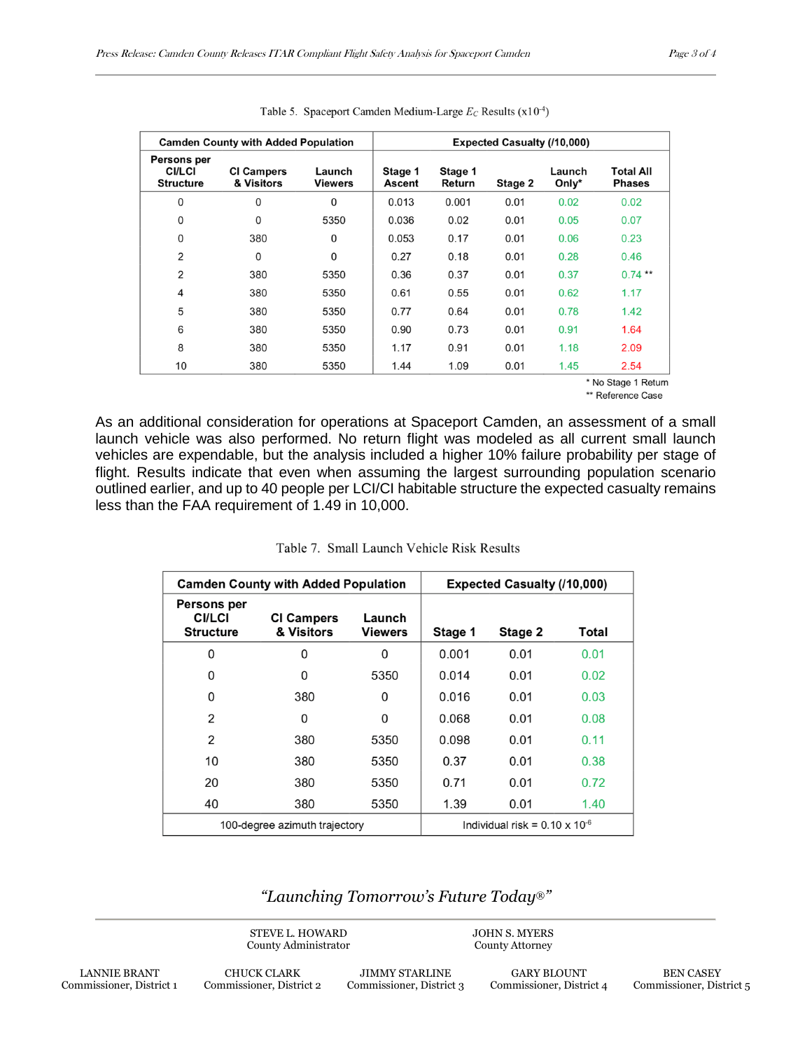Table 5. Spaceport Camden Medium-Large $E_C$ Results (x$10^{-4}$)

| Camden County with Added Population | | | Expected Casualty (/10,000) | | | | |
|---|---|---|---|---|---|---|---|
| Persons per CI/LCI Structure | CI Campers & Visitors | Launch Viewers | Stage 1 Ascent | Stage 1 Return | Stage 2 | Launch Only* | Total All Phases |
| 0 | 0 | 0 | 0.013 | 0.001 | 0.01 | 0.02 | 0.02 |
| 0 | 0 | 5350 | 0.036 | 0.02 | 0.01 | 0.05 | 0.07 |
| 0 | 380 | 0 | 0.053 | 0.17 | 0.01 | 0.06 | 0.23 |
| 2 | 0 | 0 | 0.27 | 0.18 | 0.01 | 0.28 | 0.46 |
| 2 | 380 | 5350 | 0.36 | 0.37 | 0.01 | 0.37 | 0.74 ** |
| 4 | 380 | 5350 | 0.61 | 0.55 | 0.01 | 0.62 | 1.17 |
| 5 | 380 | 5350 | 0.77 | 0.64 | 0.01 | 0.78 | 1.42 |
| 6 | 380 | 5350 | 0.90 | 0.73 | 0.01 | 0.91 | 1.64 |
| 8 | 380 | 5350 | 1.17 | 0.91 | 0.01 | 1.18 | 2.09 |
| 10 | 380 | 5350 | 1.44 | 1.09 | 0.01 | 1.45 | 2.54 |

\* No Stage 1 Return
\*\* Reference Case

As an additional consideration for operations at Spaceport Camden, an assessment of a small launch vehicle was also performed. No return flight was modeled as all current small launch vehicles are expendable, but the analysis included a higher 10% failure probability per stage of flight. Results indicate that even when assuming the largest surrounding population scenario outlined earlier, and up to 40 people per LCI/CI habitable structure the expected casualty remains less than the FAA requirement of 1.49 in 10,000.

Table 7. Small Launch Vehicle Risk Results

| Camden County with Added Population | | | Expected Casualty (/10,000) | | |
|---|---|---|---|---|---|
| Persons per CI/LCI Structure | CI Campers & Visitors | Launch Viewers | Stage 1 | Stage 2 | Total |
| 0 | 0 | 0 | 0.001 | 0.01 | 0.01 |
| 0 | 0 | 5350 | 0.014 | 0.01 | 0.02 |
| 0 | 380 | 0 | 0.016 | 0.01 | 0.03 |
| 2 | 0 | 0 | 0.068 | 0.01 | 0.08 |
| 2 | 380 | 5350 | 0.098 | 0.01 | 0.11 |
| 10 | 380 | 5350 | 0.37 | 0.01 | 0.38 |
| 20 | 380 | 5350 | 0.71 | 0.01 | 0.72 |
| 40 | 380 | 5350 | 1.39 | 0.01 | 1.40 |
| 100-degree azimuth trajectory | | | Individual risk = 0.10 x $10^{-6}$ | | |

*"Launching Tomorrow's Future Today®"*

STEVE L. HOWARD
County Administrator

JOHN S. MYERS
County Attorney

LANNIE BRANT
Commissioner, District 1

CHUCK CLARK
Commissioner, District 2

JIMMY STARLINE
Commissioner, District 3

GARY BLOUNT
Commissioner, District 4

BEN CASEY
Commissioner, District 5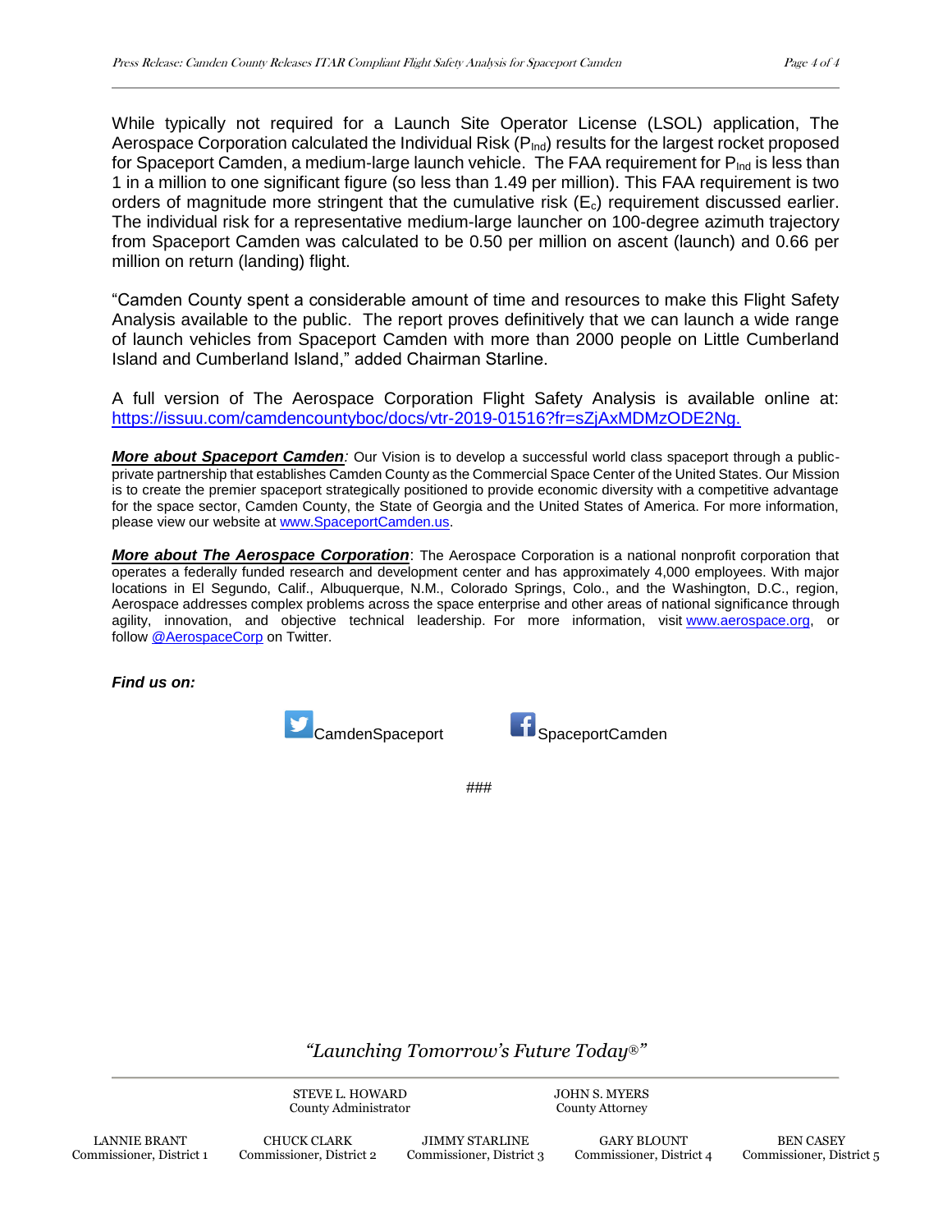While typically not required for a Launch Site Operator License (LSOL) application, The Aerospace Corporation calculated the Individual Risk ($P_{Ind}$) results for the largest rocket proposed for Spaceport Camden, a medium-large launch vehicle. The FAA requirement for $P_{Ind}$ is less than 1 in a million to one significant figure (so less than 1.49 per million). This FAA requirement is two orders of magnitude more stringent that the cumulative risk ($E_c$) requirement discussed earlier. The individual risk for a representative medium-large launcher on 100-degree azimuth trajectory from Spaceport Camden was calculated to be 0.50 per million on ascent (launch) and 0.66 per million on return (landing) flight.

"Camden County spent a considerable amount of time and resources to make this Flight Safety Analysis available to the public. The report proves definitively that we can launch a wide range of launch vehicles from Spaceport Camden with more than 2000 people on Little Cumberland Island and Cumberland Island," added Chairman Starline.

A full version of The Aerospace Corporation Flight Safety Analysis is available online at: https://issuu.com/camdencountyboc/docs/vtr-2019-01516?fr=sZjAxMDMzODE2Ng.

***More about Spaceport Camden****:* Our Vision is to develop a successful world class spaceport through a public-private partnership that establishes Camden County as the Commercial Space Center of the United States. Our Mission is to create the premier spaceport strategically positioned to provide economic diversity with a competitive advantage for the space sector, Camden County, the State of Georgia and the United States of America. For more information, please view our website at www.SpaceportCamden.us.

***More about The Aerospace Corporation***: The Aerospace Corporation is a national nonprofit corporation that operates a federally funded research and development center and has approximately 4,000 employees. With major locations in El Segundo, Calif., Albuquerque, N.M., Colorado Springs, Colo., and the Washington, D.C., region, Aerospace addresses complex problems across the space enterprise and other areas of national significance through agility, innovation, and objective technical leadership. For more information, visit www.aerospace.org, or follow @AerospaceCorp on Twitter.

***Find us on:***

CamdenSpaceport SpaceportCamden

###

*"Launching Tomorrow's Future Today®"*

STEVE L. HOWARD
County Administrator

JOHN S. MYERS
County Attorney

LANNIE BRANT
Commissioner, District 1

CHUCK CLARK
Commissioner, District 2

JIMMY STARLINE
Commissioner, District 3

GARY BLOUNT
Commissioner, District 4

BEN CASEY
Commissioner, District 5